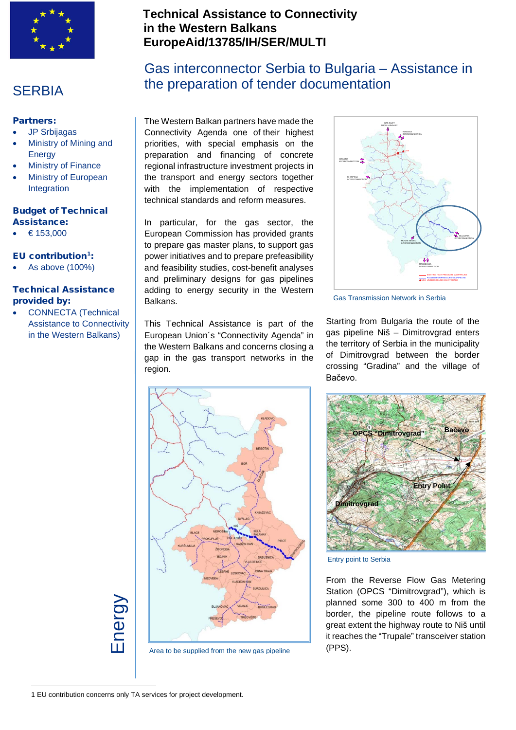# Technical Assistance to Connectivity in the Western Balkans
# EuropeAid/13785/IH/SER/MULTI

## SERBIA

## Gas interconnector Serbia to Bulgaria – Assistance in the preparation of tender documentation

**Partners:**

- JP Srbijagas
- Ministry of Mining and Energy
- Ministry of Finance
- Ministry of European Integration

**Budget of Technical Assistance:**

- € 153,000

**EU contribution[1]:**

- As above (100%)

**Technical Assistance provided by:**

- CONNECTA (Technical Assistance to Connectivity in the Western Balkans)

Energy

The Western Balkan partners have made the Connectivity Agenda one of their highest priorities, with special emphasis on the preparation and financing of concrete regional infrastructure investment projects in the transport and energy sectors together with the implementation of respective technical standards and reform measures.

In particular, for the gas sector, the European Commission has provided grants to prepare gas master plans, to support gas power initiatives and to prepare prefeasibility and feasibility studies, cost-benefit analyses and preliminary designs for gas pipelines adding to energy security in the Western Balkans.

This Technical Assistance is part of the European Union´s "Connectivity Agenda" in the Western Balkans and concerns closing a gap in the gas transport networks in the region.

Gas Transmission Network in Serbia

Starting from Bulgaria the route of the gas pipeline Niš – Dimitrovgrad enters the territory of Serbia in the municipality of Dimitrovgrad between the border crossing "Gradina" and the village of Bačevo.

Area to be supplied from the new gas pipeline

Entry point to Serbia

From the Reverse Flow Gas Metering Station (OPCS "Dimitrovgrad"), which is planned some 300 to 400 m from the border, the pipeline route follows to a great extent the highway route to Niš until it reaches the "Trupale" transceiver station (PPS).

---

1 EU contribution concerns only TA services for project development.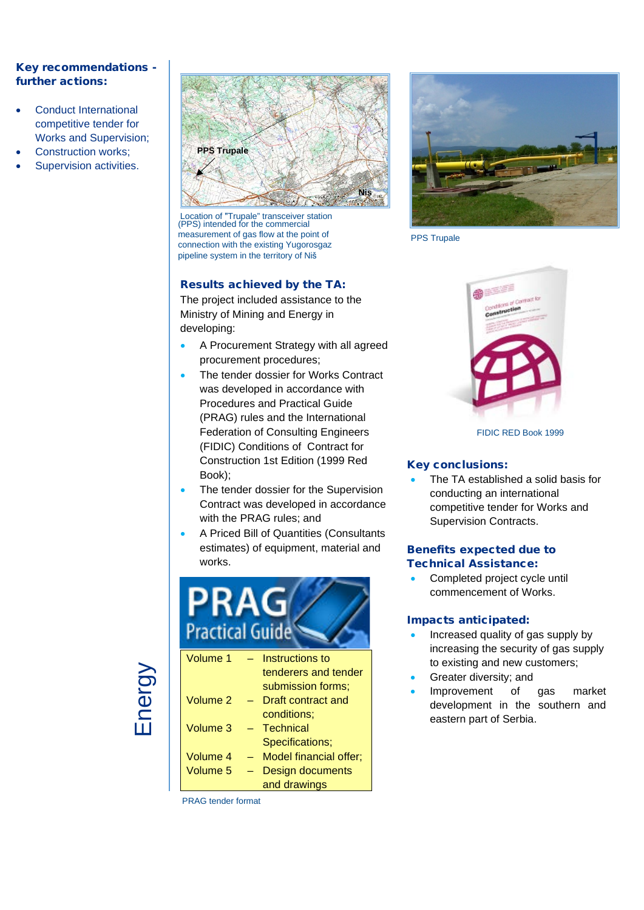## Key recommendations - further actions:

- Conduct International competitive tender for Works and Supervision;
- Construction works;
- Supervision activities.

PPS Trupale

Niš

Location of "Trupale" transceiver station (PPS) intended for the commercial measurement of gas flow at the point of connection with the existing Yugorosgaz pipeline system in the territory of Niš

## Results achieved by the TA:

The project included assistance to the Ministry of Mining and Energy in developing:

- A Procurement Strategy with all agreed procurement procedures;
- The tender dossier for Works Contract was developed in accordance with Procedures and Practical Guide (PRAG) rules and the International Federation of Consulting Engineers (FIDIC) Conditions of Contract for Construction 1st Edition (1999 Red Book);
- The tender dossier for the Supervision Contract was developed in accordance with the PRAG rules; and
- A Priced Bill of Quantities (Consultants estimates) of equipment, material and works.

PRAG Practical Guide

| | | |
|---|---|---|
| Volume 1 | – | Instructions to tenderers and tender submission forms; |
| Volume 2 | – | Draft contract and conditions; |
| Volume 3 | – | Technical Specifications; |
| Volume 4 | – | Model financial offer; |
| Volume 5 | – | Design documents and drawings |

PRAG tender format

PPS Trupale

FIDIC RED Book 1999

## Key conclusions:

- The TA established a solid basis for conducting an international competitive tender for Works and Supervision Contracts.

## Benefits expected due to Technical Assistance:

- Completed project cycle until commencement of Works.

## Impacts anticipated:

- Increased quality of gas supply by increasing the security of gas supply to existing and new customers;
- Greater diversity; and
- Improvement of gas market development in the southern and eastern part of Serbia.

Energy